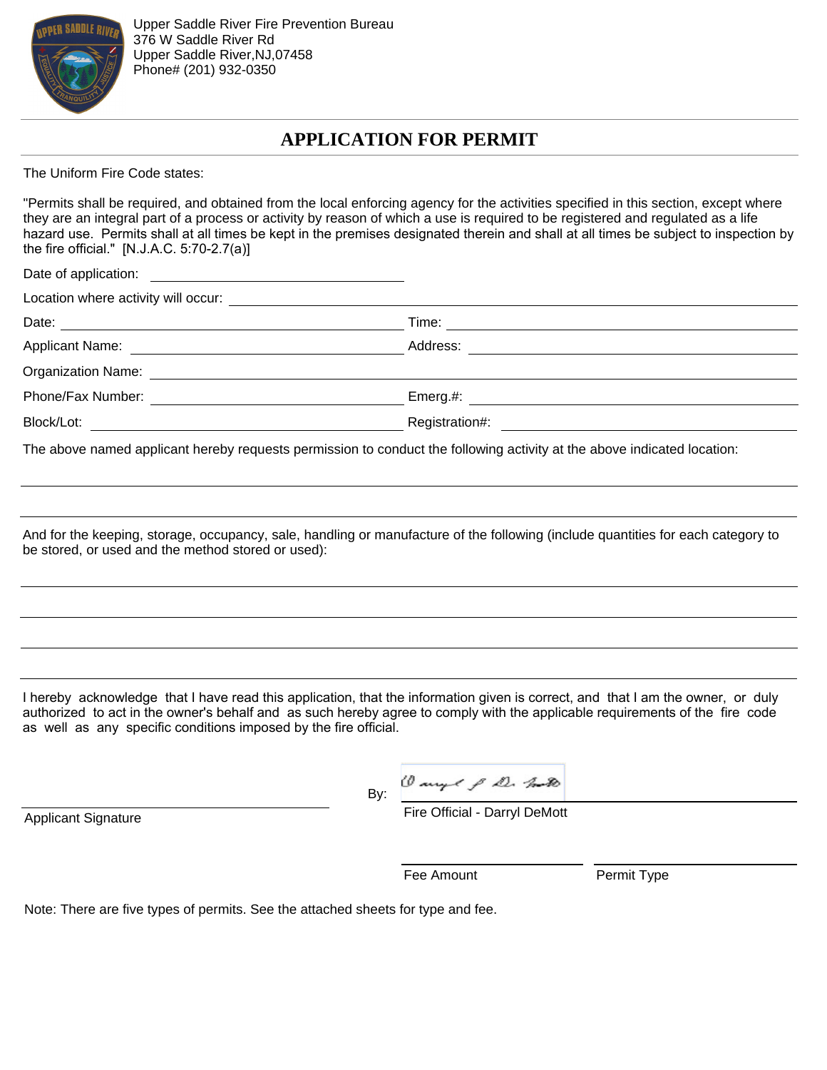Upper Saddle River Fire Prevention Bureau
376 W Saddle River Rd
Upper Saddle River,NJ,07458
Phone# (201) 932-0350

# APPLICATION FOR PERMIT

The Uniform Fire Code states:

"Permits shall be required, and obtained from the local enforcing agency for the activities specified in this section, except where they are an integral part of a process or activity by reason of which a use is required to be registered and regulated as a life hazard use. Permits shall at all times be kept in the premises designated therein and shall at all times be subject to inspection by the fire official." [N.J.A.C. 5:70-2.7(a)]

Date of application: ______________________

Location where activity will occur: ______________________

Date: ______________________ Time: ______________________

Applicant Name: ______________________ Address: ______________________

Organization Name: ______________________

Phone/Fax Number: ______________________ Emerg.#: ______________________

Block/Lot: ______________________ Registration#: ______________________

The above named applicant hereby requests permission to conduct the following activity at the above indicated location:

______________________

______________________

And for the keeping, storage, occupancy, sale, handling or manufacture of the following (include quantities for each category to be stored, or used and the method stored or used):

______________________

______________________

______________________

______________________

I hereby acknowledge that I have read this application, that the information given is correct, and that I am the owner, or duly authorized to act in the owner's behalf and as such hereby agree to comply with the applicable requirements of the fire code as well as any specific conditions imposed by the fire official.

______________________
Applicant Signature

By: ______________________
Fire Official - Darryl DeMott

______________________ Fee Amount

______________________ Permit Type

Note: There are five types of permits. See the attached sheets for type and fee.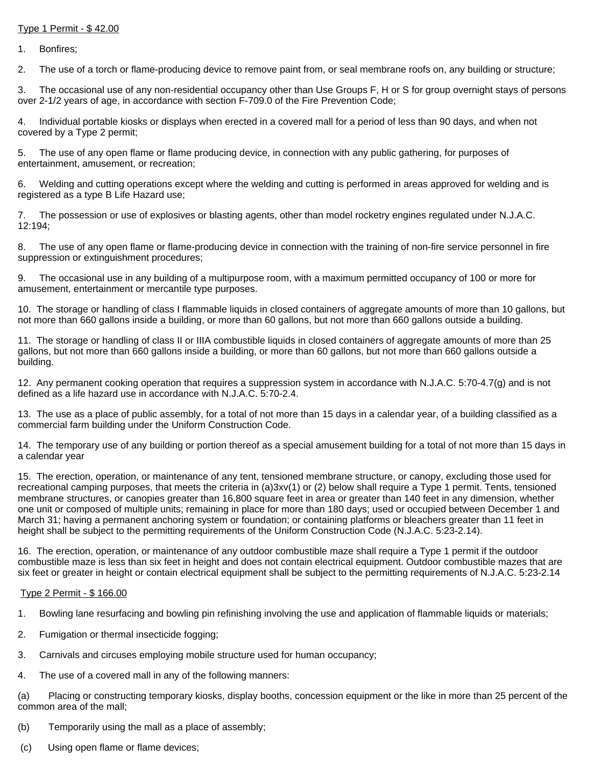<u>Type 1 Permit - $ 42.00</u>

1. Bonfires;

2. The use of a torch or flame-producing device to remove paint from, or seal membrane roofs on, any building or structure;

3. The occasional use of any non-residential occupancy other than Use Groups F, H or S for group overnight stays of persons over 2-1/2 years of age, in accordance with section F-709.0 of the Fire Prevention Code;

4. Individual portable kiosks or displays when erected in a covered mall for a period of less than 90 days, and when not covered by a Type 2 permit;

5. The use of any open flame or flame producing device, in connection with any public gathering, for purposes of entertainment, amusement, or recreation;

6. Welding and cutting operations except where the welding and cutting is performed in areas approved for welding and is registered as a type B Life Hazard use;

7. The possession or use of explosives or blasting agents, other than model rocketry engines regulated under N.J.A.C. 12:194;

8. The use of any open flame or flame-producing device in connection with the training of non-fire service personnel in fire suppression or extinguishment procedures;

9. The occasional use in any building of a multipurpose room, with a maximum permitted occupancy of 100 or more for amusement, entertainment or mercantile type purposes.

10. The storage or handling of class I flammable liquids in closed containers of aggregate amounts of more than 10 gallons, but not more than 660 gallons inside a building, or more than 60 gallons, but not more than 660 gallons outside a building.

11. The storage or handling of class II or IIIA combustible liquids in closed containers of aggregate amounts of more than 25 gallons, but not more than 660 gallons inside a building, or more than 60 gallons, but not more than 660 gallons outside a building.

12. Any permanent cooking operation that requires a suppression system in accordance with N.J.A.C. 5:70-4.7(g) and is not defined as a life hazard use in accordance with N.J.A.C. 5:70-2.4.

13. The use as a place of public assembly, for a total of not more than 15 days in a calendar year, of a building classified as a commercial farm building under the Uniform Construction Code.

14. The temporary use of any building or portion thereof as a special amusement building for a total of not more than 15 days in a calendar year

15. The erection, operation, or maintenance of any tent, tensioned membrane structure, or canopy, excluding those used for recreational camping purposes, that meets the criteria in (a)3xv(1) or (2) below shall require a Type 1 permit. Tents, tensioned membrane structures, or canopies greater than 16,800 square feet in area or greater than 140 feet in any dimension, whether one unit or composed of multiple units; remaining in place for more than 180 days; used or occupied between December 1 and March 31; having a permanent anchoring system or foundation; or containing platforms or bleachers greater than 11 feet in height shall be subject to the permitting requirements of the Uniform Construction Code (N.J.A.C. 5:23-2.14).

16. The erection, operation, or maintenance of any outdoor combustible maze shall require a Type 1 permit if the outdoor combustible maze is less than six feet in height and does not contain electrical equipment. Outdoor combustible mazes that are six feet or greater in height or contain electrical equipment shall be subject to the permitting requirements of N.J.A.C. 5:23-2.14

<u>Type 2 Permit - $ 166.00</u>

1. Bowling lane resurfacing and bowling pin refinishing involving the use and application of flammable liquids or materials;

2. Fumigation or thermal insecticide fogging;

3. Carnivals and circuses employing mobile structure used for human occupancy;

4. The use of a covered mall in any of the following manners:

(a) Placing or constructing temporary kiosks, display booths, concession equipment or the like in more than 25 percent of the common area of the mall;

(b) Temporarily using the mall as a place of assembly;

(c) Using open flame or flame devices;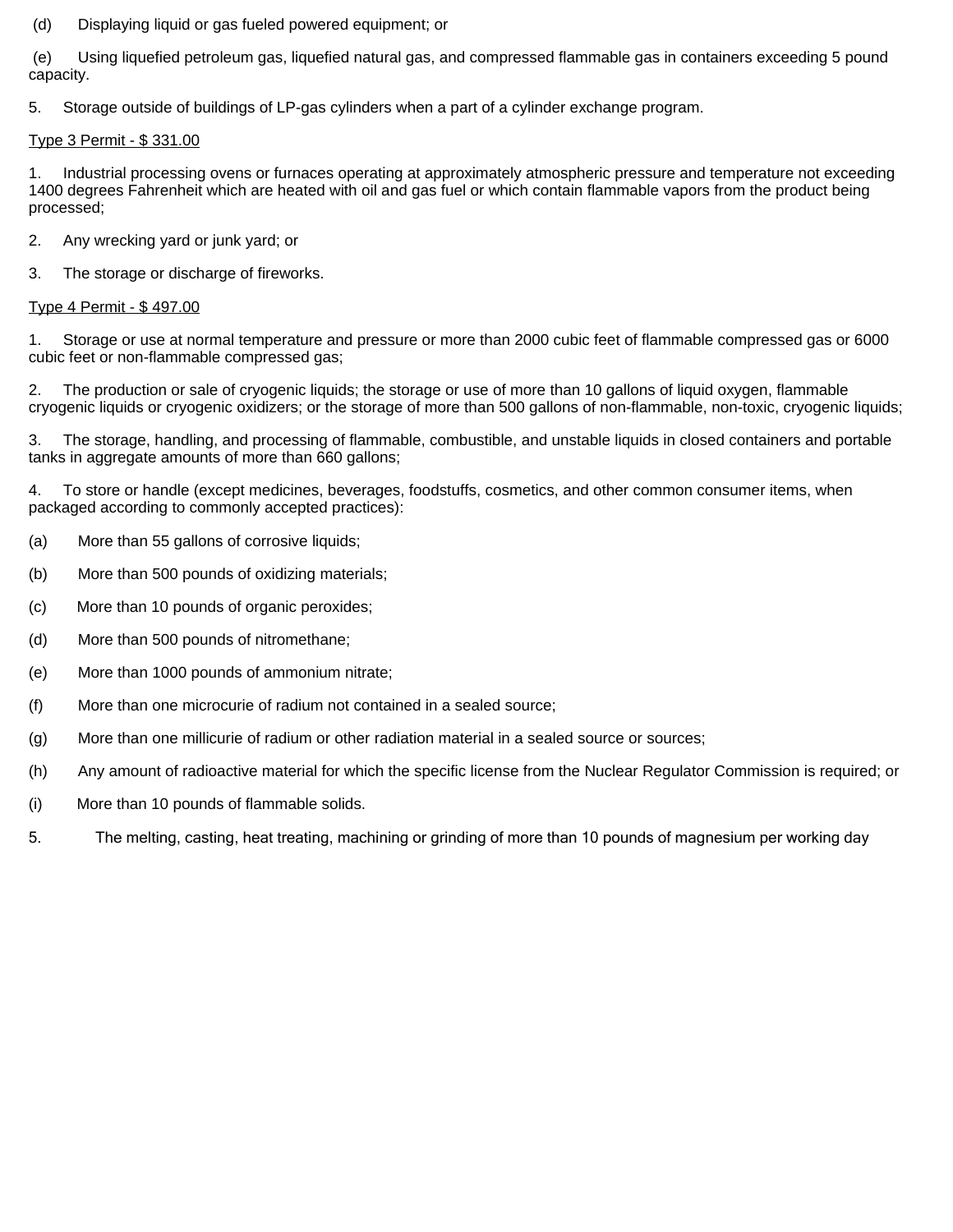(d) Displaying liquid or gas fueled powered equipment; or

(e) Using liquefied petroleum gas, liquefied natural gas, and compressed flammable gas in containers exceeding 5 pound capacity.

5. Storage outside of buildings of LP-gas cylinders when a part of a cylinder exchange program.

<u>Type 3 Permit - $ 331.00</u>

1. Industrial processing ovens or furnaces operating at approximately atmospheric pressure and temperature not exceeding 1400 degrees Fahrenheit which are heated with oil and gas fuel or which contain flammable vapors from the product being processed;

2. Any wrecking yard or junk yard; or

3. The storage or discharge of fireworks.

<u>Type 4 Permit - $ 497.00</u>

1. Storage or use at normal temperature and pressure or more than 2000 cubic feet of flammable compressed gas or 6000 cubic feet or non-flammable compressed gas;

2. The production or sale of cryogenic liquids; the storage or use of more than 10 gallons of liquid oxygen, flammable cryogenic liquids or cryogenic oxidizers; or the storage of more than 500 gallons of non-flammable, non-toxic, cryogenic liquids;

3. The storage, handling, and processing of flammable, combustible, and unstable liquids in closed containers and portable tanks in aggregate amounts of more than 660 gallons;

4. To store or handle (except medicines, beverages, foodstuffs, cosmetics, and other common consumer items, when packaged according to commonly accepted practices):

(a) More than 55 gallons of corrosive liquids;

(b) More than 500 pounds of oxidizing materials;

(c) More than 10 pounds of organic peroxides;

(d) More than 500 pounds of nitromethane;

(e) More than 1000 pounds of ammonium nitrate;

(f) More than one microcurie of radium not contained in a sealed source;

(g) More than one millicurie of radium or other radiation material in a sealed source or sources;

(h) Any amount of radioactive material for which the specific license from the Nuclear Regulator Commission is required; or

(i) More than 10 pounds of flammable solids.

5. The melting, casting, heat treating, machining or grinding of more than 10 pounds of magnesium per working day